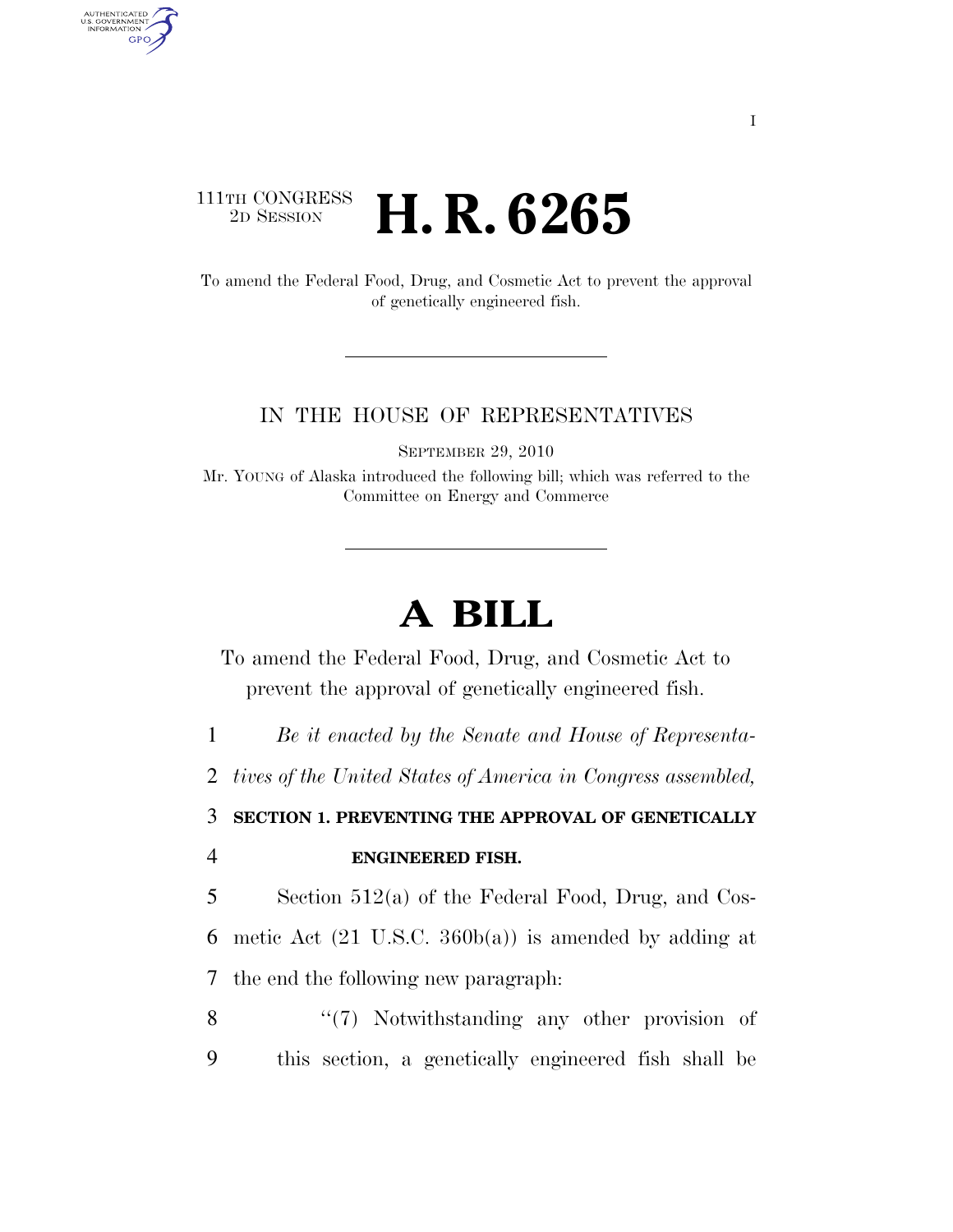111TH CONGRESS
2D SESSION

# H. R. 6265

To amend the Federal Food, Drug, and Cosmetic Act to prevent the approval of genetically engineered fish.

IN THE HOUSE OF REPRESENTATIVES

SEPTEMBER 29, 2010

Mr. YOUNG of Alaska introduced the following bill; which was referred to the Committee on Energy and Commerce

# A BILL

To amend the Federal Food, Drug, and Cosmetic Act to prevent the approval of genetically engineered fish.

*Be it enacted by the Senate and House of Representatives of the United States of America in Congress assembled,*

**SECTION 1. PREVENTING THE APPROVAL OF GENETICALLY ENGINEERED FISH.**

Section 512(a) of the Federal Food, Drug, and Cosmetic Act (21 U.S.C. 360b(a)) is amended by adding at the end the following new paragraph:

"(7) Notwithstanding any other provision of this section, a genetically engineered fish shall be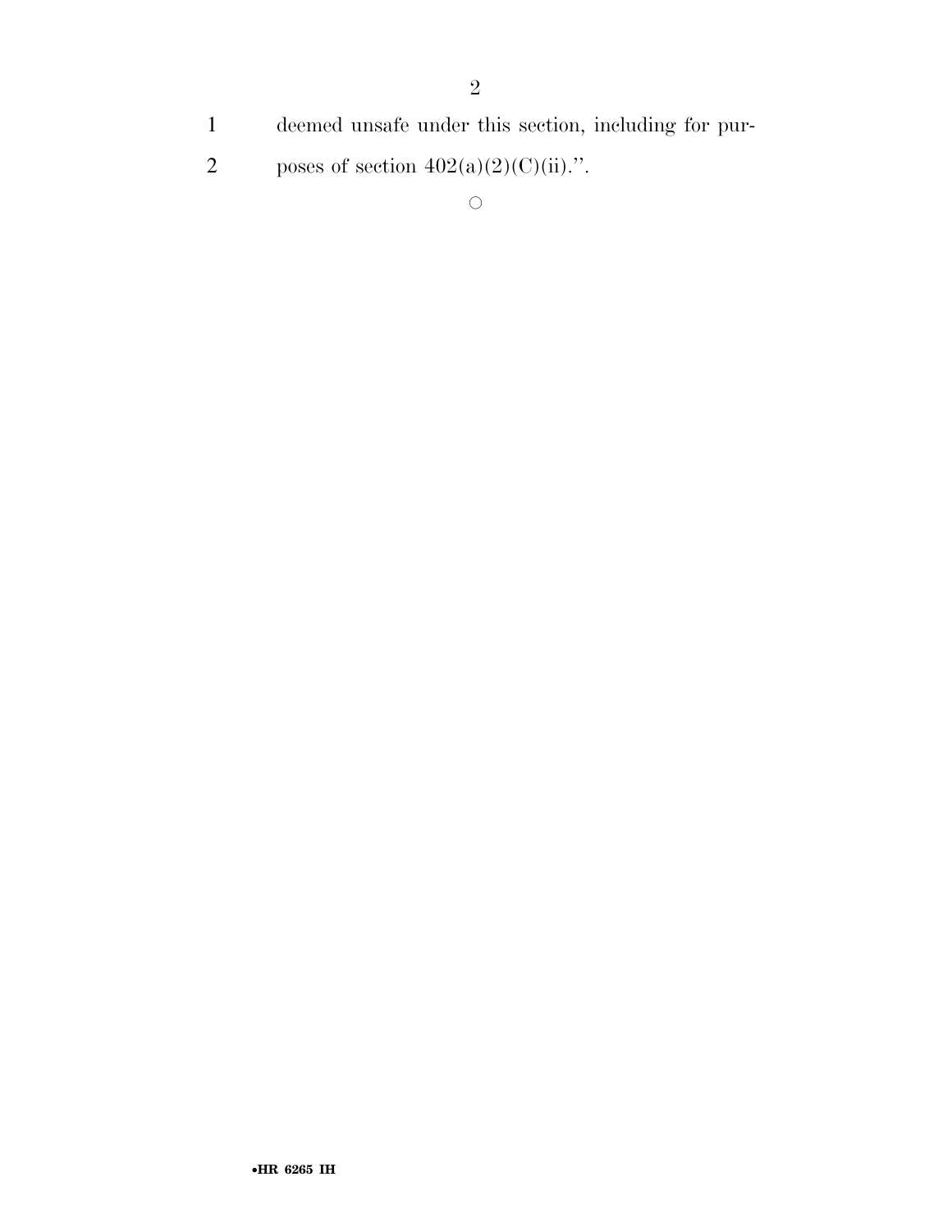deemed unsafe under this section, including for purposes of section 402(a)(2)(C)(ii).''.